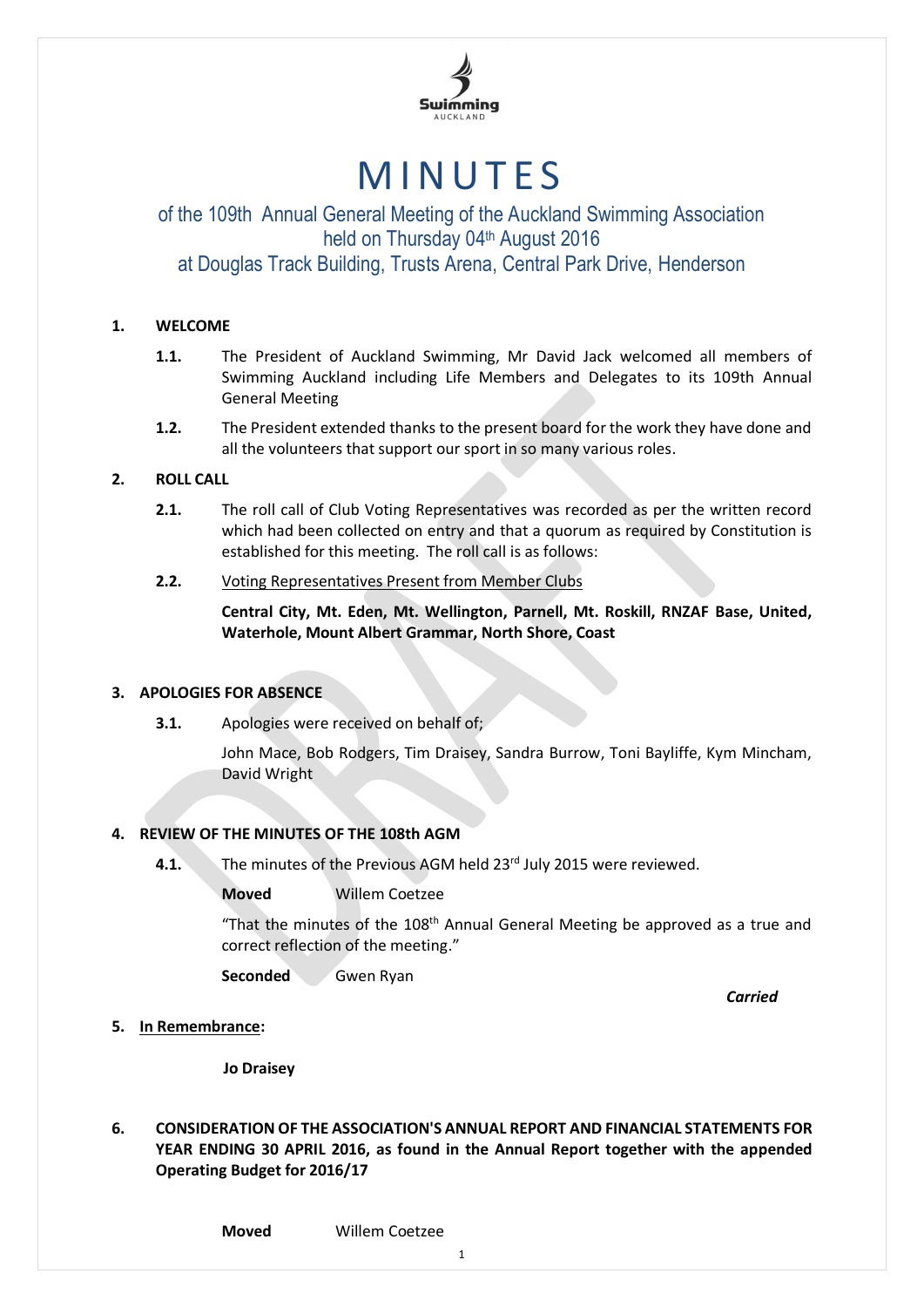Swimming AUCKLAND

# MINUTES

## of the 109th Annual General Meeting of the Auckland Swimming Association held on Thursday 04th August 2016 at Douglas Track Building, Trusts Arena, Central Park Drive, Henderson

**1. WELCOME**

**1.1.** The President of Auckland Swimming, Mr David Jack welcomed all members of Swimming Auckland including Life Members and Delegates to its 109th Annual General Meeting

**1.2.** The President extended thanks to the present board for the work they have done and all the volunteers that support our sport in so many various roles.

**2. ROLL CALL**

**2.1.** The roll call of Club Voting Representatives was recorded as per the written record which had been collected on entry and that a quorum as required by Constitution is established for this meeting. The roll call is as follows:

**2.2.** Voting Representatives Present from Member Clubs

**Central City, Mt. Eden, Mt. Wellington, Parnell, Mt. Roskill, RNZAF Base, United, Waterhole, Mount Albert Grammar, North Shore, Coast**

**3. APOLOGIES FOR ABSENCE**

**3.1.** Apologies were received on behalf of;

John Mace, Bob Rodgers, Tim Draisey, Sandra Burrow, Toni Bayliffe, Kym Mincham, David Wright

**4. REVIEW OF THE MINUTES OF THE 108th AGM**

**4.1.** The minutes of the Previous AGM held 23rd July 2015 were reviewed.

**Moved** Willem Coetzee

"That the minutes of the 108th Annual General Meeting be approved as a true and correct reflection of the meeting."

**Seconded** Gwen Ryan

***Carried***

**5. In Remembrance:**

**Jo Draisey**

**6. CONSIDERATION OF THE ASSOCIATION'S ANNUAL REPORT AND FINANCIAL STATEMENTS FOR YEAR ENDING 30 APRIL 2016, as found in the Annual Report together with the appended Operating Budget for 2016/17**

**Moved** Willem Coetzee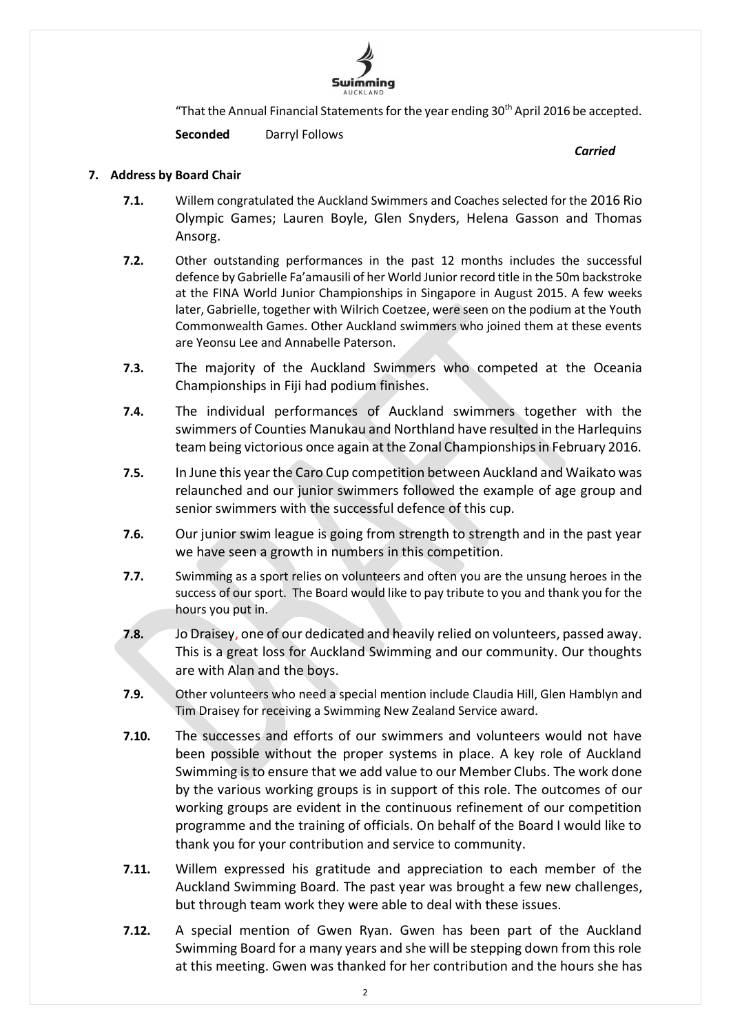"That the Annual Financial Statements for the year ending 30th April 2016 be accepted.

**Seconded** Darryl Follows

***Carried***

**7. Address by Board Chair**

**7.1.** Willem congratulated the Auckland Swimmers and Coaches selected for the 2016 Rio Olympic Games; Lauren Boyle, Glen Snyders, Helena Gasson and Thomas Ansorg.

**7.2.** Other outstanding performances in the past 12 months includes the successful defence by Gabrielle Fa'amausili of her World Junior record title in the 50m backstroke at the FINA World Junior Championships in Singapore in August 2015. A few weeks later, Gabrielle, together with Wilrich Coetzee, were seen on the podium at the Youth Commonwealth Games. Other Auckland swimmers who joined them at these events are Yeonsu Lee and Annabelle Paterson.

**7.3.** The majority of the Auckland Swimmers who competed at the Oceania Championships in Fiji had podium finishes.

**7.4.** The individual performances of Auckland swimmers together with the swimmers of Counties Manukau and Northland have resulted in the Harlequins team being victorious once again at the Zonal Championships in February 2016.

**7.5.** In June this year the Caro Cup competition between Auckland and Waikato was relaunched and our junior swimmers followed the example of age group and senior swimmers with the successful defence of this cup.

**7.6.** Our junior swim league is going from strength to strength and in the past year we have seen a growth in numbers in this competition.

**7.7.** Swimming as a sport relies on volunteers and often you are the unsung heroes in the success of our sport. The Board would like to pay tribute to you and thank you for the hours you put in.

**7.8.** Jo Draisey, one of our dedicated and heavily relied on volunteers, passed away. This is a great loss for Auckland Swimming and our community. Our thoughts are with Alan and the boys.

**7.9.** Other volunteers who need a special mention include Claudia Hill, Glen Hamblyn and Tim Draisey for receiving a Swimming New Zealand Service award.

**7.10.** The successes and efforts of our swimmers and volunteers would not have been possible without the proper systems in place. A key role of Auckland Swimming is to ensure that we add value to our Member Clubs. The work done by the various working groups is in support of this role. The outcomes of our working groups are evident in the continuous refinement of our competition programme and the training of officials. On behalf of the Board I would like to thank you for your contribution and service to community.

**7.11.** Willem expressed his gratitude and appreciation to each member of the Auckland Swimming Board. The past year was brought a few new challenges, but through team work they were able to deal with these issues.

**7.12.** A special mention of Gwen Ryan. Gwen has been part of the Auckland Swimming Board for a many years and she will be stepping down from this role at this meeting. Gwen was thanked for her contribution and the hours she has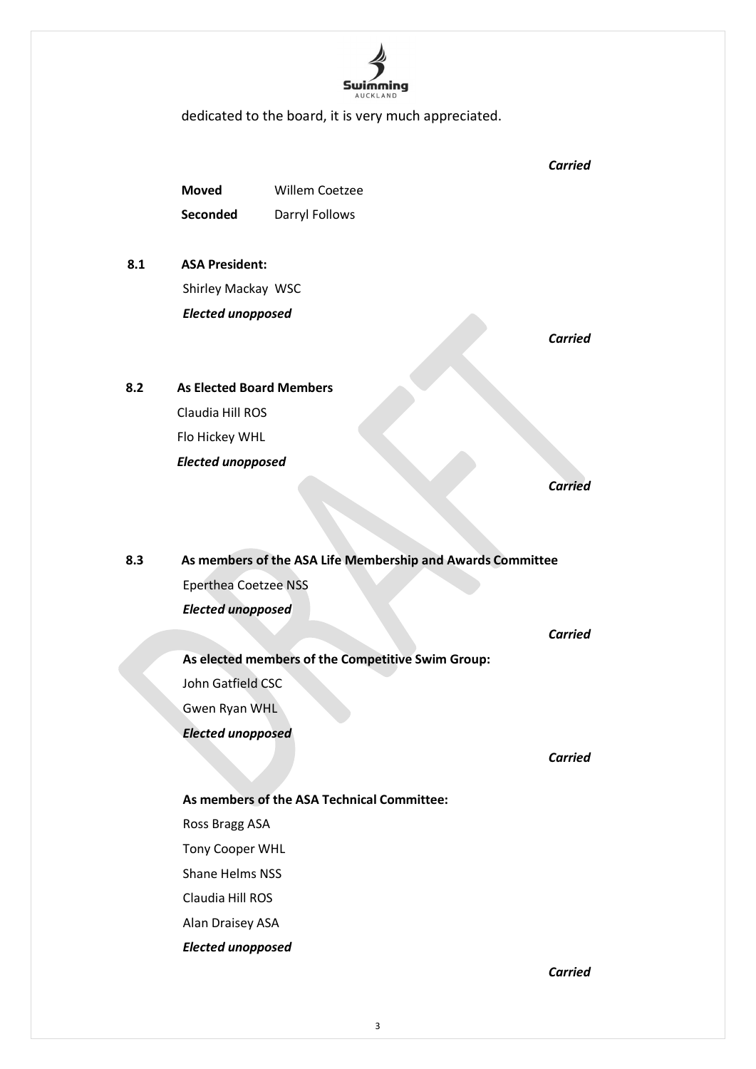dedicated to the board, it is very much appreciated.

*Carried*

**Moved** Willem Coetzee
**Seconded** Darryl Follows

**8.1 ASA President:**

Shirley Mackay WSC

***Elected unopposed***

*Carried*

**8.2 As Elected Board Members**

Claudia Hill ROS

Flo Hickey WHL

***Elected unopposed***

*Carried*

**8.3 As members of the ASA Life Membership and Awards Committee**

Eperthea Coetzee NSS

***Elected unopposed***

*Carried*

**As elected members of the Competitive Swim Group:**

John Gatfield CSC

Gwen Ryan WHL

***Elected unopposed***

*Carried*

**As members of the ASA Technical Committee:**

Ross Bragg ASA

Tony Cooper WHL

Shane Helms NSS

Claudia Hill ROS

Alan Draisey ASA

***Elected unopposed***

*Carried*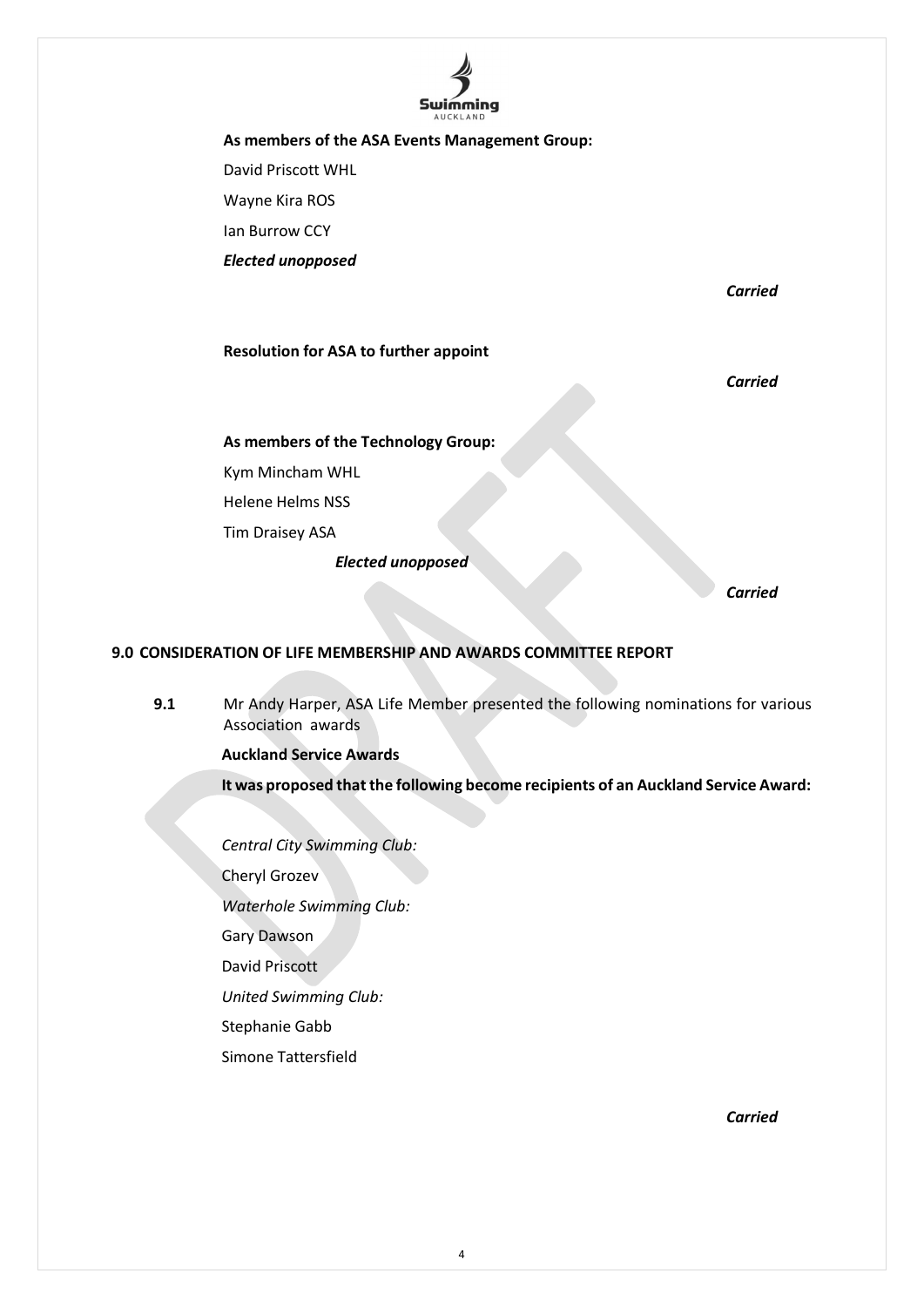**As members of the ASA Events Management Group:**

David Priscott WHL

Wayne Kira ROS

Ian Burrow CCY

***Elected unopposed***

***Carried***

**Resolution for ASA to further appoint**

***Carried***

**As members of the Technology Group:**

Kym Mincham WHL

Helene Helms NSS

Tim Draisey ASA

***Elected unopposed***

***Carried***

## 9.0 CONSIDERATION OF LIFE MEMBERSHIP AND AWARDS COMMITTEE REPORT

**9.1** Mr Andy Harper, ASA Life Member presented the following nominations for various Association awards

**Auckland Service Awards**

**It was proposed that the following become recipients of an Auckland Service Award:**

*Central City Swimming Club:*

Cheryl Grozev

*Waterhole Swimming Club:*

Gary Dawson

David Priscott

*United Swimming Club:*

Stephanie Gabb

Simone Tattersfield

***Carried***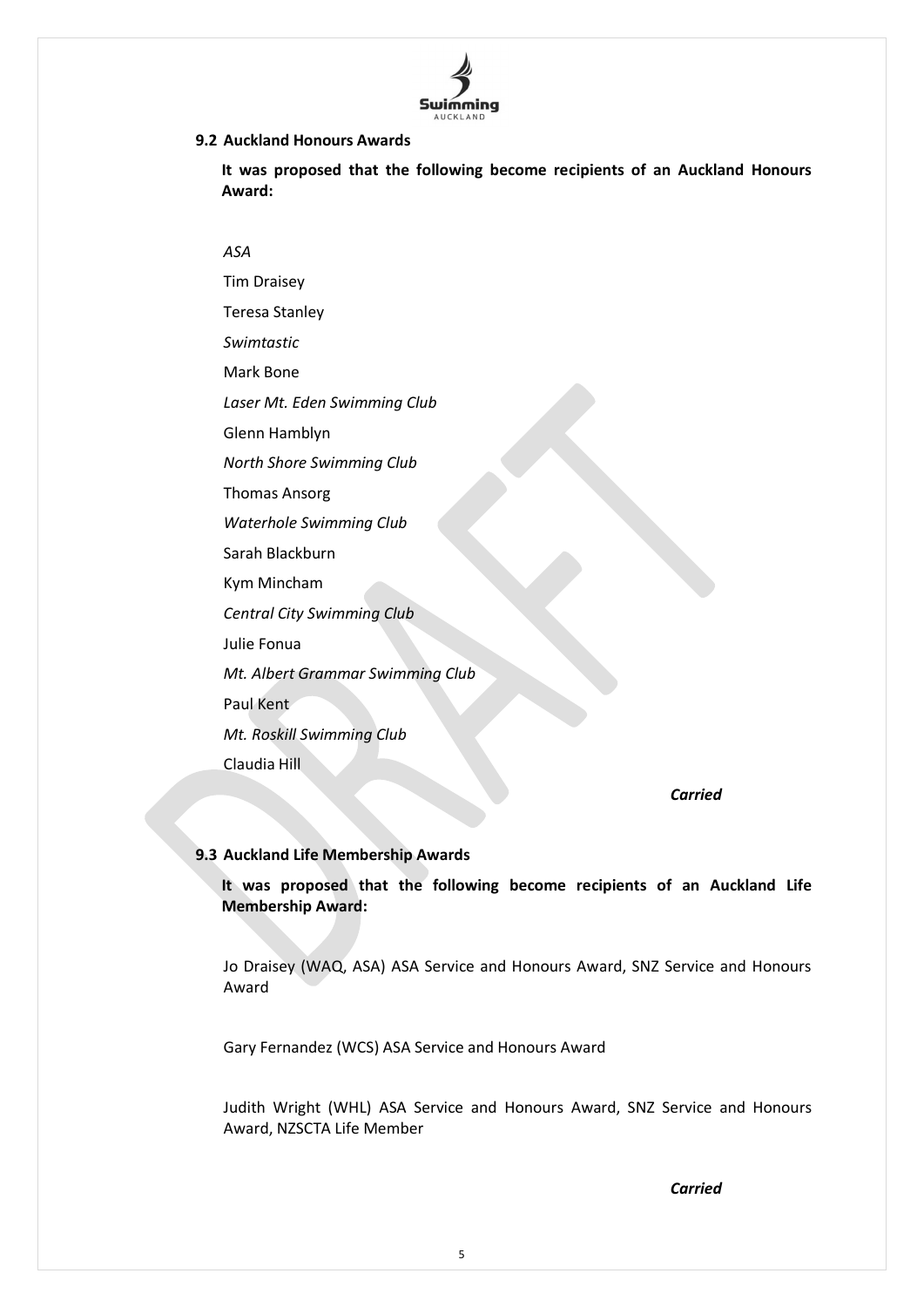### 9.2 Auckland Honours Awards

**It was proposed that the following become recipients of an Auckland Honours Award:**

*ASA*

Tim Draisey

Teresa Stanley

*Swimtastic*

Mark Bone

*Laser Mt. Eden Swimming Club*

Glenn Hamblyn

*North Shore Swimming Club*

Thomas Ansorg

*Waterhole Swimming Club*

Sarah Blackburn

Kym Mincham

*Central City Swimming Club*

Julie Fonua

*Mt. Albert Grammar Swimming Club*

Paul Kent

*Mt. Roskill Swimming Club*

Claudia Hill

***Carried***

### 9.3 Auckland Life Membership Awards

**It was proposed that the following become recipients of an Auckland Life Membership Award:**

Jo Draisey (WAQ, ASA) ASA Service and Honours Award, SNZ Service and Honours Award

Gary Fernandez (WCS) ASA Service and Honours Award

Judith Wright (WHL) ASA Service and Honours Award, SNZ Service and Honours Award, NZSCTA Life Member

***Carried***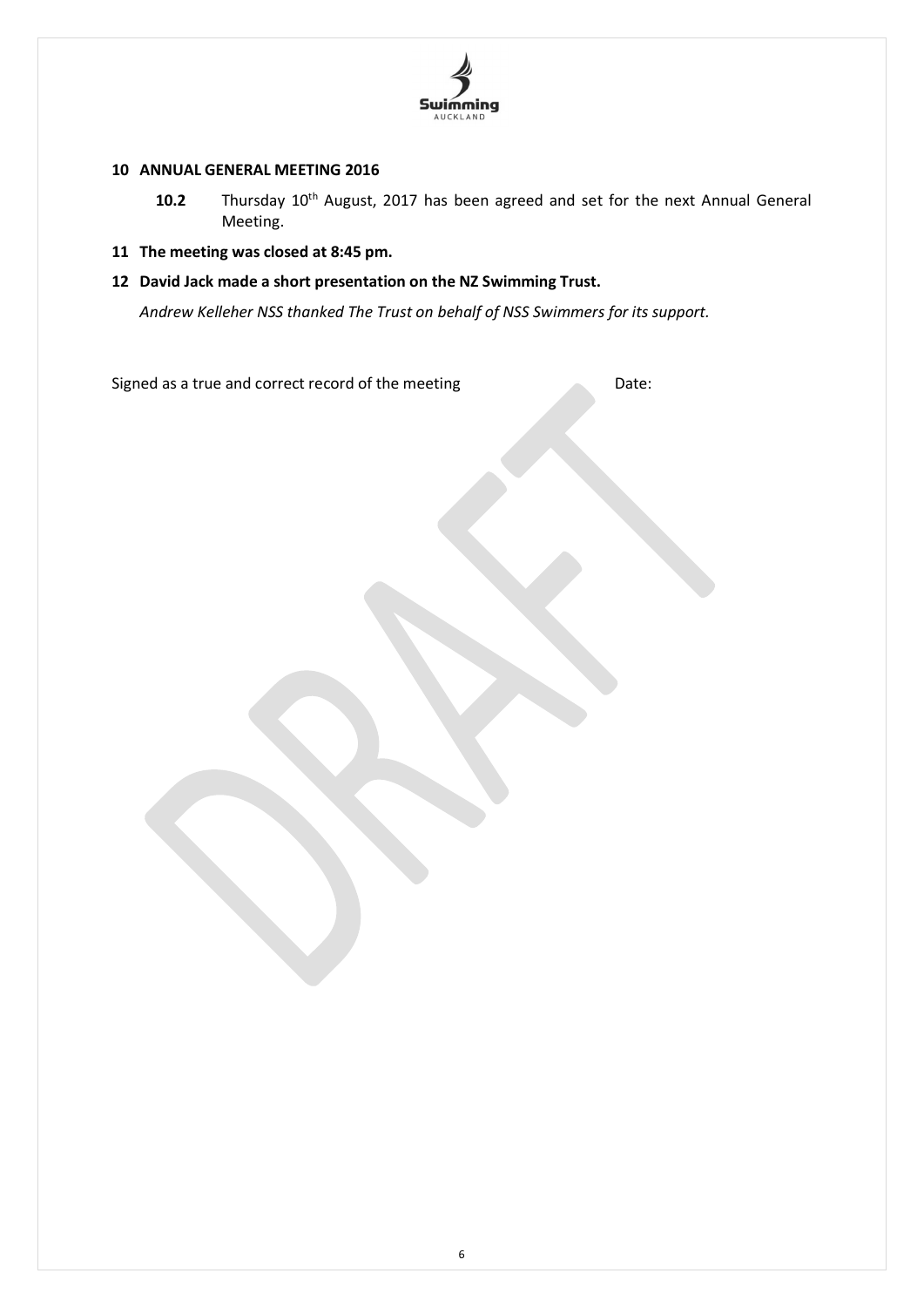## 10 ANNUAL GENERAL MEETING 2016

**10.2** Thursday 10th August, 2017 has been agreed and set for the next Annual General Meeting.

## 11 The meeting was closed at 8:45 pm.

## 12 David Jack made a short presentation on the NZ Swimming Trust.

*Andrew Kelleher NSS thanked The Trust on behalf of NSS Swimmers for its support.*

Signed as a true and correct record of the meeting Date:

DRAFT